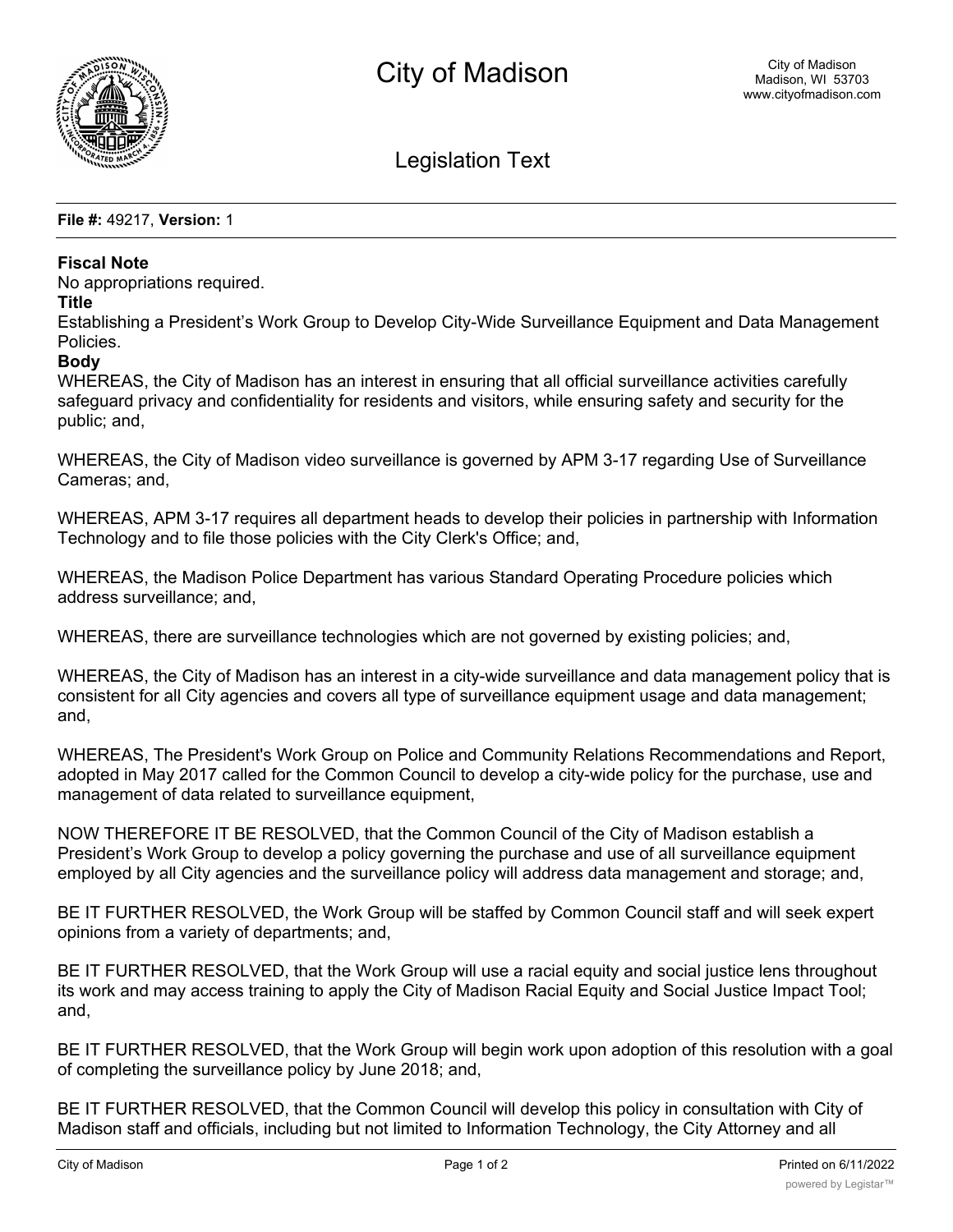# City of Madison

City of Madison
Madison, WI 53703
www.cityofmadison.com

## Legislation Text

**File #:** 49217, **Version:** 1

**Fiscal Note**
No appropriations required.
**Title**
Establishing a President's Work Group to Develop City-Wide Surveillance Equipment and Data Management Policies.
**Body**
WHEREAS, the City of Madison has an interest in ensuring that all official surveillance activities carefully safeguard privacy and confidentiality for residents and visitors, while ensuring safety and security for the public; and,

WHEREAS, the City of Madison video surveillance is governed by APM 3-17 regarding Use of Surveillance Cameras; and,

WHEREAS, APM 3-17 requires all department heads to develop their policies in partnership with Information Technology and to file those policies with the City Clerk's Office; and,

WHEREAS, the Madison Police Department has various Standard Operating Procedure policies which address surveillance; and,

WHEREAS, there are surveillance technologies which are not governed by existing policies; and,

WHEREAS, the City of Madison has an interest in a city-wide surveillance and data management policy that is consistent for all City agencies and covers all type of surveillance equipment usage and data management; and,

WHEREAS, The President's Work Group on Police and Community Relations Recommendations and Report, adopted in May 2017 called for the Common Council to develop a city-wide policy for the purchase, use and management of data related to surveillance equipment,

NOW THEREFORE IT BE RESOLVED, that the Common Council of the City of Madison establish a President's Work Group to develop a policy governing the purchase and use of all surveillance equipment employed by all City agencies and the surveillance policy will address data management and storage; and,

BE IT FURTHER RESOLVED, the Work Group will be staffed by Common Council staff and will seek expert opinions from a variety of departments; and,

BE IT FURTHER RESOLVED, that the Work Group will use a racial equity and social justice lens throughout its work and may access training to apply the City of Madison Racial Equity and Social Justice Impact Tool; and,

BE IT FURTHER RESOLVED, that the Work Group will begin work upon adoption of this resolution with a goal of completing the surveillance policy by June 2018; and,

BE IT FURTHER RESOLVED, that the Common Council will develop this policy in consultation with City of Madison staff and officials, including but not limited to Information Technology, the City Attorney and all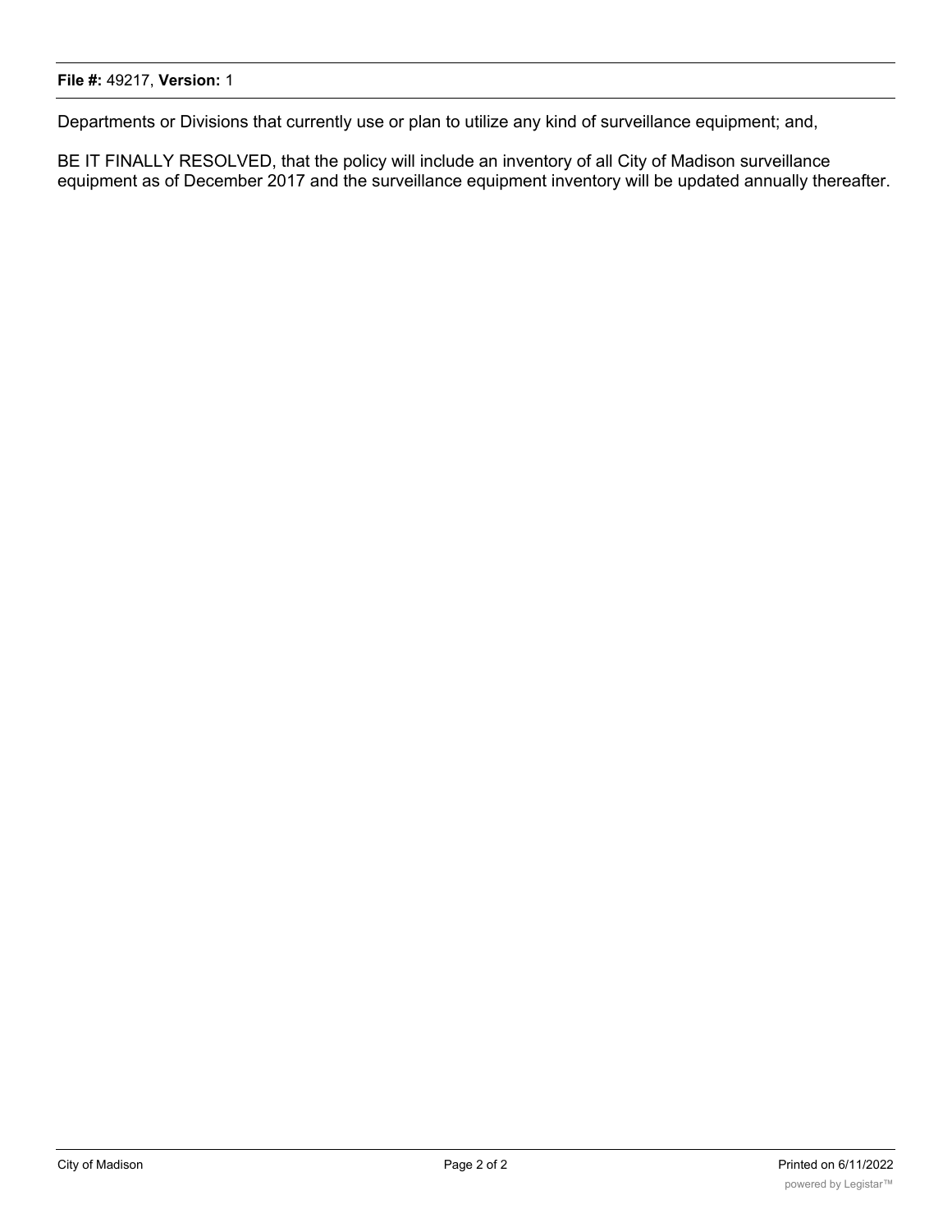Departments or Divisions that currently use or plan to utilize any kind of surveillance equipment; and,

BE IT FINALLY RESOLVED, that the policy will include an inventory of all City of Madison surveillance equipment as of December 2017 and the surveillance equipment inventory will be updated annually thereafter.